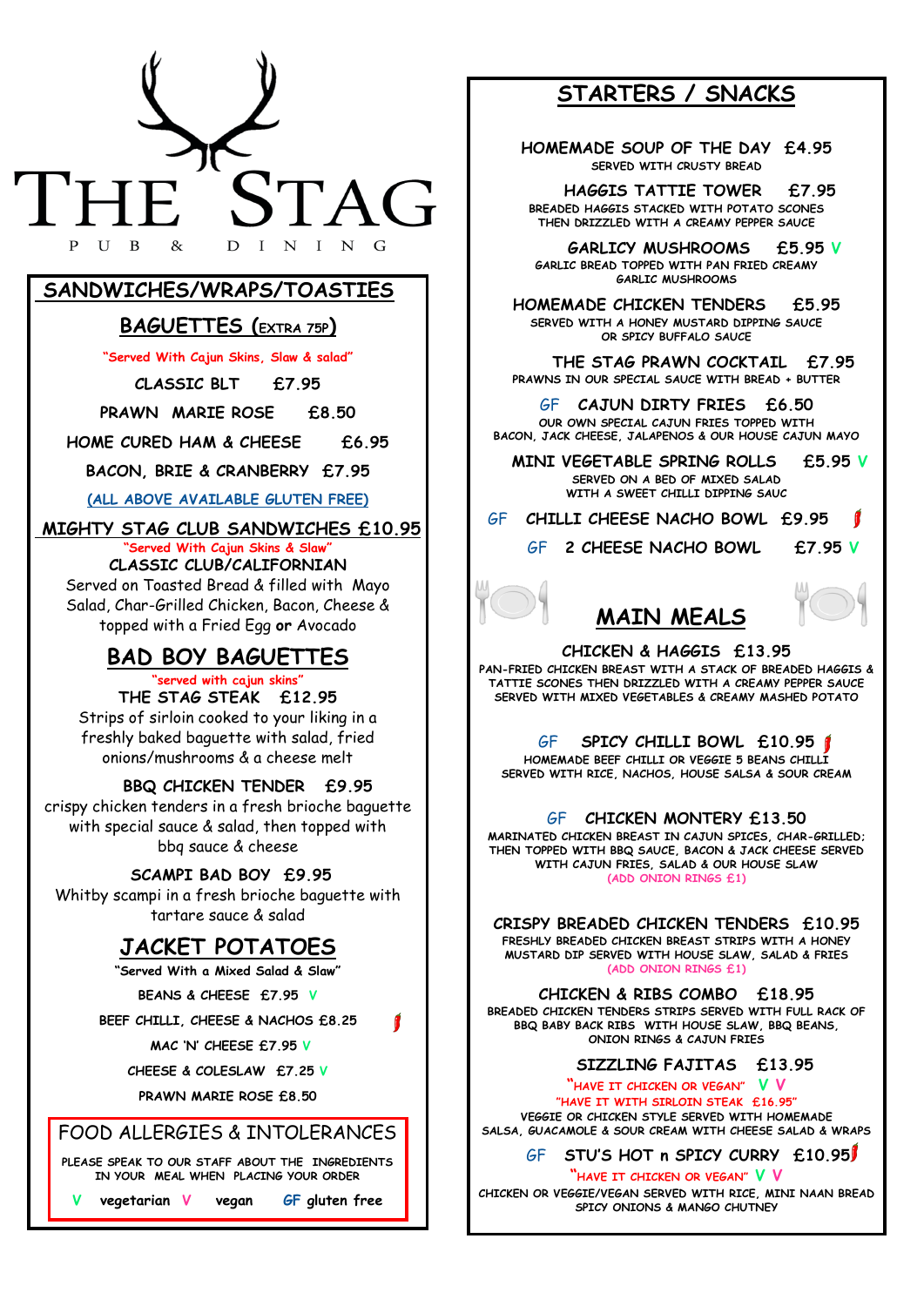# THE STAG

PUB & DINING

## SANDWICHES/WRAPS/TOASTIES

### BAGUETTES (EXTRA 75P)

"Served With Cajun Skins, Slaw & salad"

CLASSIC BLT £7.95

PRAWN MARIE ROSE £8.50

HOME CURED HAM & CHEESE £6.95

BACON, BRIE & CRANBERRY £7.95

(ALL ABOVE AVAILABLE GLUTEN FREE)

### MIGHTY STAG CLUB SANDWICHES £10.95

"Served With Cajun Skins & Slaw"

**CLASSIC CLUB/CALIFORNIAN**

Served on Toasted Bread & filled with Mayo Salad, Char-Grilled Chicken, Bacon, Cheese & topped with a Fried Egg **or** Avocado

### BAD BOY BAGUETTES

"served with cajun skins"

**THE STAG STEAK £12.95**

Strips of sirloin cooked to your liking in a freshly baked baguette with salad, fried onions/mushrooms & a cheese melt

**BBQ CHICKEN TENDER £9.95**

crispy chicken tenders in a fresh brioche baguette with special sauce & salad, then topped with bbq sauce & cheese

**SCAMPI BAD BOY £9.95**

Whitby scampi in a fresh brioche baguette with tartare sauce & salad

### JACKET POTATOES

"Served With a Mixed Salad & Slaw"

BEANS & CHEESE £7.95 V

BEEF CHILLI, CHEESE & NACHOS £8.25

MAC 'N' CHEESE £7.95 V

CHEESE & COLESLAW £7.25 V

PRAWN MARIE ROSE £8.50

### FOOD ALLERGIES & INTOLERANCES

PLEASE SPEAK TO OUR STAFF ABOUT THE INGREDIENTS IN YOUR MEAL WHEN PLACING YOUR ORDER

V vegetarian V vegan GF gluten free

## STARTERS / SNACKS

**HOMEMADE SOUP OF THE DAY £4.95**
SERVED WITH CRUSTY BREAD

**HAGGIS TATTIE TOWER £7.95**
BREADED HAGGIS STACKED WITH POTATO SCONES THEN DRIZZLED WITH A CREAMY PEPPER SAUCE

**GARLICY MUSHROOMS £5.95 V**
GARLIC BREAD TOPPED WITH PAN FRIED CREAMY GARLIC MUSHROOMS

**HOMEMADE CHICKEN TENDERS £5.95**
SERVED WITH A HONEY MUSTARD DIPPING SAUCE OR SPICY BUFFALO SAUCE

**THE STAG PRAWN COCKTAIL £7.95**
PRAWNS IN OUR SPECIAL SAUCE WITH BREAD + BUTTER

**GF CAJUN DIRTY FRIES £6.50**
OUR OWN SPECIAL CAJUN FRIES TOPPED WITH BACON, JACK CHEESE, JALAPENOS & OUR HOUSE CAJUN MAYO

**MINI VEGETABLE SPRING ROLLS £5.95 V**
SERVED ON A BED OF MIXED SALAD WITH A SWEET CHILLI DIPPING SAUC

**GF CHILLI CHEESE NACHO BOWL £9.95**

**GF 2 CHEESE NACHO BOWL £7.95 V**

## MAIN MEALS

**CHICKEN & HAGGIS £13.95**
PAN-FRIED CHICKEN BREAST WITH A STACK OF BREADED HAGGIS & TATTIE SCONES THEN DRIZZLED WITH A CREAMY PEPPER SAUCE SERVED WITH MIXED VEGETABLES & CREAMY MASHED POTATO

**GF SPICY CHILLI BOWL £10.95**
HOMEMADE BEEF CHILLI OR VEGGIE 5 BEANS CHILLI SERVED WITH RICE, NACHOS, HOUSE SALSA & SOUR CREAM

**GF CHICKEN MONTERY £13.50**
MARINATED CHICKEN BREAST IN CAJUN SPICES, CHAR-GRILLED; THEN TOPPED WITH BBQ SAUCE, BACON & JACK CHEESE SERVED WITH CAJUN FRIES, SALAD & OUR HOUSE SLAW
(ADD ONION RINGS £1)

**CRISPY BREADED CHICKEN TENDERS £10.95**
FRESHLY BREADED CHICKEN BREAST STRIPS WITH A HONEY MUSTARD DIP SERVED WITH HOUSE SLAW, SALAD & FRIES
(ADD ONION RINGS £1)

**CHICKEN & RIBS COMBO £18.95**
BREADED CHICKEN TENDERS STRIPS SERVED WITH FULL RACK OF BBQ BABY BACK RIBS WITH HOUSE SLAW, BBQ BEANS, ONION RINGS & CAJUN FRIES

**SIZZLING FAJITAS £13.95**
"HAVE IT CHICKEN OR VEGAN" V V
"HAVE IT WITH SIRLOIN STEAK £16.95"
VEGGIE OR CHICKEN STYLE SERVED WITH HOMEMADE SALSA, GUACAMOLE & SOUR CREAM WITH CHEESE SALAD & WRAPS

**GF STU'S HOT n SPICY CURRY £10.95**
"HAVE IT CHICKEN OR VEGAN" V V
CHICKEN OR VEGGIE/VEGAN SERVED WITH RICE, MINI NAAN BREAD SPICY ONIONS & MANGO CHUTNEY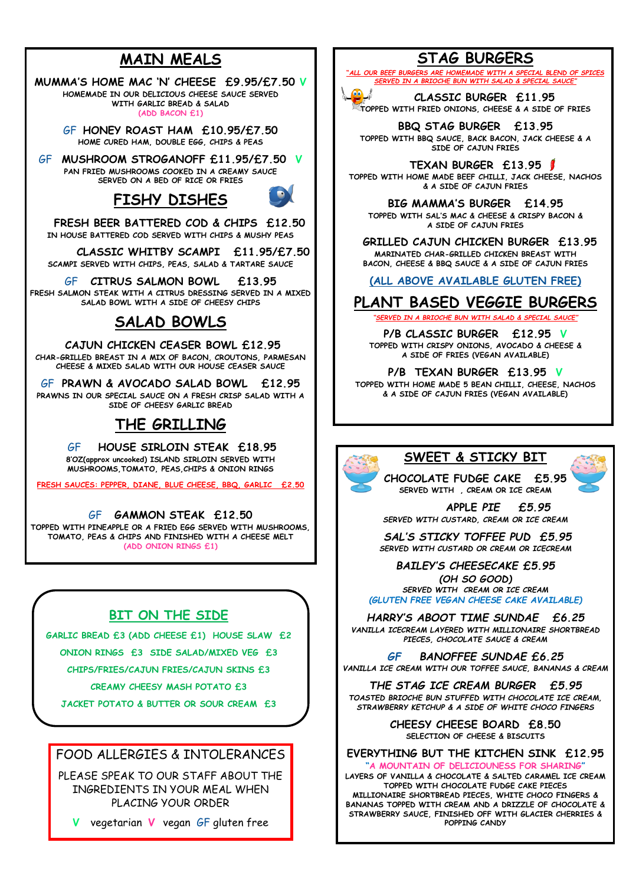## MAIN MEALS

**MUMMA'S HOME MAC 'N' CHEESE £9.95/£7.50 V**
HOMEMADE IN OUR DELICIOUS CHEESE SAUCE SERVED WITH GARLIC BREAD & SALAD
(ADD BACON £1)

**GF HONEY ROAST HAM £10.95/£7.50**
HOME CURED HAM, DOUBLE EGG, CHIPS & PEAS

**GF MUSHROOM STROGANOFF £11.95/£7.50 V**
PAN FRIED MUSHROOMS COOKED IN A CREAMY SAUCE SERVED ON A BED OF RICE OR FRIES

## FISHY DISHES

**FRESH BEER BATTERED COD & CHIPS £12.50**
IN HOUSE BATTERED COD SERVED WITH CHIPS & MUSHY PEAS

**CLASSIC WHITBY SCAMPI £11.95/£7.50**
SCAMPI SERVED WITH CHIPS, PEAS, SALAD & TARTARE SAUCE

**GF CITRUS SALMON BOWL £13.95**
FRESH SALMON STEAK WITH A CITRUS DRESSING SERVED IN A MIXED SALAD BOWL WITH A SIDE OF CHEESY CHIPS

## SALAD BOWLS

**CAJUN CHICKEN CEASER BOWL £12.95**
CHAR-GRILLED BREAST IN A MIX OF BACON, CROUTONS, PARMESAN CHEESE & MIXED SALAD WITH OUR HOUSE CEASER SAUCE

**GF PRAWN & AVOCADO SALAD BOWL £12.95**
PRAWNS IN OUR SPECIAL SAUCE ON A FRESH CRISP SALAD WITH A SIDE OF CHEESY GARLIC BREAD

## THE GRILLING

**GF HOUSE SIRLOIN STEAK £18.95**
8'OZ(approx uncooked) ISLAND SIRLOIN SERVED WITH MUSHROOMS,TOMATO, PEAS,CHIPS & ONION RINGS

FRESH SAUCES: PEPPER, DIANE, BLUE CHEESE, BBQ, GARLIC £2.50

**GF GAMMON STEAK £12.50**
TOPPED WITH PINEAPPLE OR A FRIED EGG SERVED WITH MUSHROOMS, TOMATO, PEAS & CHIPS AND FINISHED WITH A CHEESE MELT
(ADD ONION RINGS £1)

## BIT ON THE SIDE

GARLIC BREAD £3 (ADD CHEESE £1) HOUSE SLAW £2
ONION RINGS £3 SIDE SALAD/MIXED VEG £3
CHIPS/FRIES/CAJUN FRIES/CAJUN SKINS £3
CREAMY CHEESY MASH POTATO £3
JACKET POTATO & BUTTER OR SOUR CREAM £3

## FOOD ALLERGIES & INTOLERANCES

PLEASE SPEAK TO OUR STAFF ABOUT THE INGREDIENTS IN YOUR MEAL WHEN PLACING YOUR ORDER

V vegetarian V vegan GF gluten free

## STAG BURGERS

*"ALL OUR BEEF BURGERS ARE HOMEMADE WITH A SPECIAL BLEND OF SPICES SERVED IN A BRIOCHE BUN WITH SALAD & SPECIAL SAUCE"*

**CLASSIC BURGER £11.95**
TOPPED WITH FRIED ONIONS, CHEESE & A SIDE OF FRIES

**BBQ STAG BURGER £13.95**
TOPPED WITH BBQ SAUCE, BACK BACON, JACK CHEESE & A SIDE OF CAJUN FRIES

**TEXAN BURGER £13.95**
TOPPED WITH HOME MADE BEEF CHILLI, JACK CHEESE, NACHOS & A SIDE OF CAJUN FRIES

**BIG MAMMA'S BURGER £14.95**
TOPPED WITH SAL'S MAC & CHEESE & CRISPY BACON & A SIDE OF CAJUN FRIES

**GRILLED CAJUN CHICKEN BURGER £13.95**
MARINATED CHAR-GRILLED CHICKEN BREAST WITH BACON, CHEESE & BBQ SAUCE & A SIDE OF CAJUN FRIES

(ALL ABOVE AVAILABLE GLUTEN FREE)

## PLANT BASED VEGGIE BURGERS

*"SERVED IN A BRIOCHE BUN WITH SALAD & SPECIAL SAUCE"*

**P/B CLASSIC BURGER £12.95 V**
TOPPED WITH CRISPY ONIONS, AVOCADO & CHEESE & A SIDE OF FRIES (VEGAN AVAILABLE)

**P/B TEXAN BURGER £13.95 V**
TOPPED WITH HOME MADE 5 BEAN CHILLI, CHEESE, NACHOS & A SIDE OF CAJUN FRIES (VEGAN AVAILABLE)

## SWEET & STICKY BIT

**CHOCOLATE FUDGE CAKE £5.95**
SERVED WITH , CREAM OR ICE CREAM

***APPLE PIE £5.95***
*SERVED WITH CUSTARD, CREAM OR ICE CREAM*

***SAL'S STICKY TOFFEE PUD £5.95***
*SERVED WITH CUSTARD OR CREAM OR ICECREAM*

***BAILEY'S CHEESECAKE £5.95***
*(OH SO GOOD)*
*SERVED WITH CREAM OR ICE CREAM*
*(GLUTEN FREE VEGAN CHEESE CAKE AVAILABLE)*

***HARRY'S ABOOT TIME SUNDAE £6.25***
*VANILLA ICECREAM LAYERED WITH MILLIONAIRE SHORTBREAD PIECES, CHOCOLATE SAUCE & CREAM*

***GF BANOFFEE SUNDAE £6.25***
*VANILLA ICE CREAM WITH OUR TOFFEE SAUCE, BANANAS & CREAM*

***THE STAG ICE CREAM BURGER £5.95***
*TOASTED BRIOCHE BUN STUFFED WITH CHOCOLATE ICE CREAM, STRAWBERRY KETCHUP & A SIDE OF WHITE CHOCO FINGERS*

**CHEESY CHEESE BOARD £8.50**
SELECTION OF CHEESE & BISCUITS

**EVERYTHING BUT THE KITCHEN SINK £12.95**
"A MOUNTAIN OF DELICIOUSNESS FOR SHARING"
LAYERS OF VANILLA & CHOCOLATE & SALTED CARAMEL ICE CREAM TOPPED WITH CHOCOLATE FUDGE CAKE PIECES MILLIONAIRE SHORTBREAD PIECES, WHITE CHOCO FINGERS & BANANAS TOPPED WITH CREAM AND A DRIZZLE OF CHOCOLATE & STRAWBERRY SAUCE, FINISHED OFF WITH GLACIER CHERRIES & POPPING CANDY